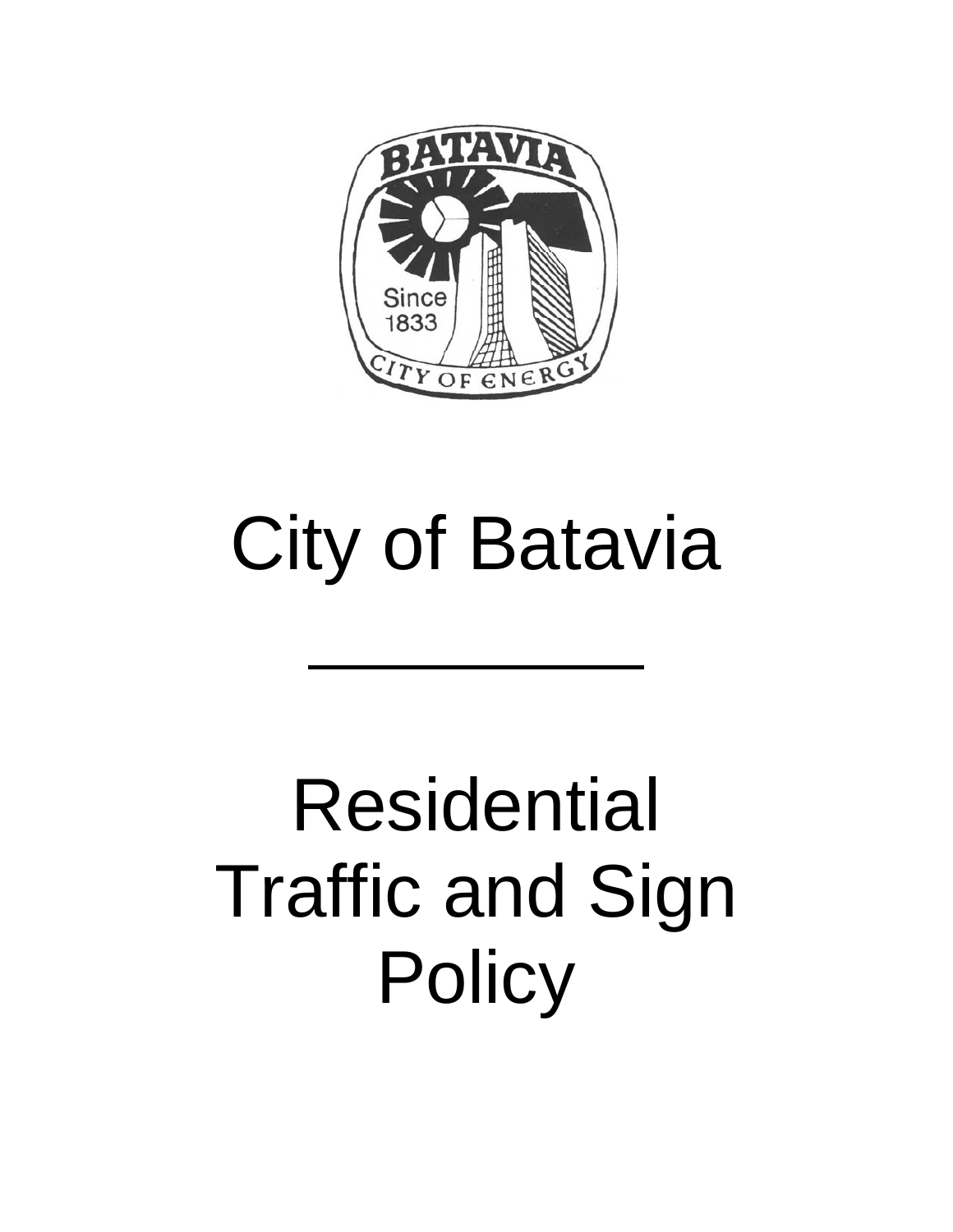# City of Batavia

---

# Residential Traffic and Sign Policy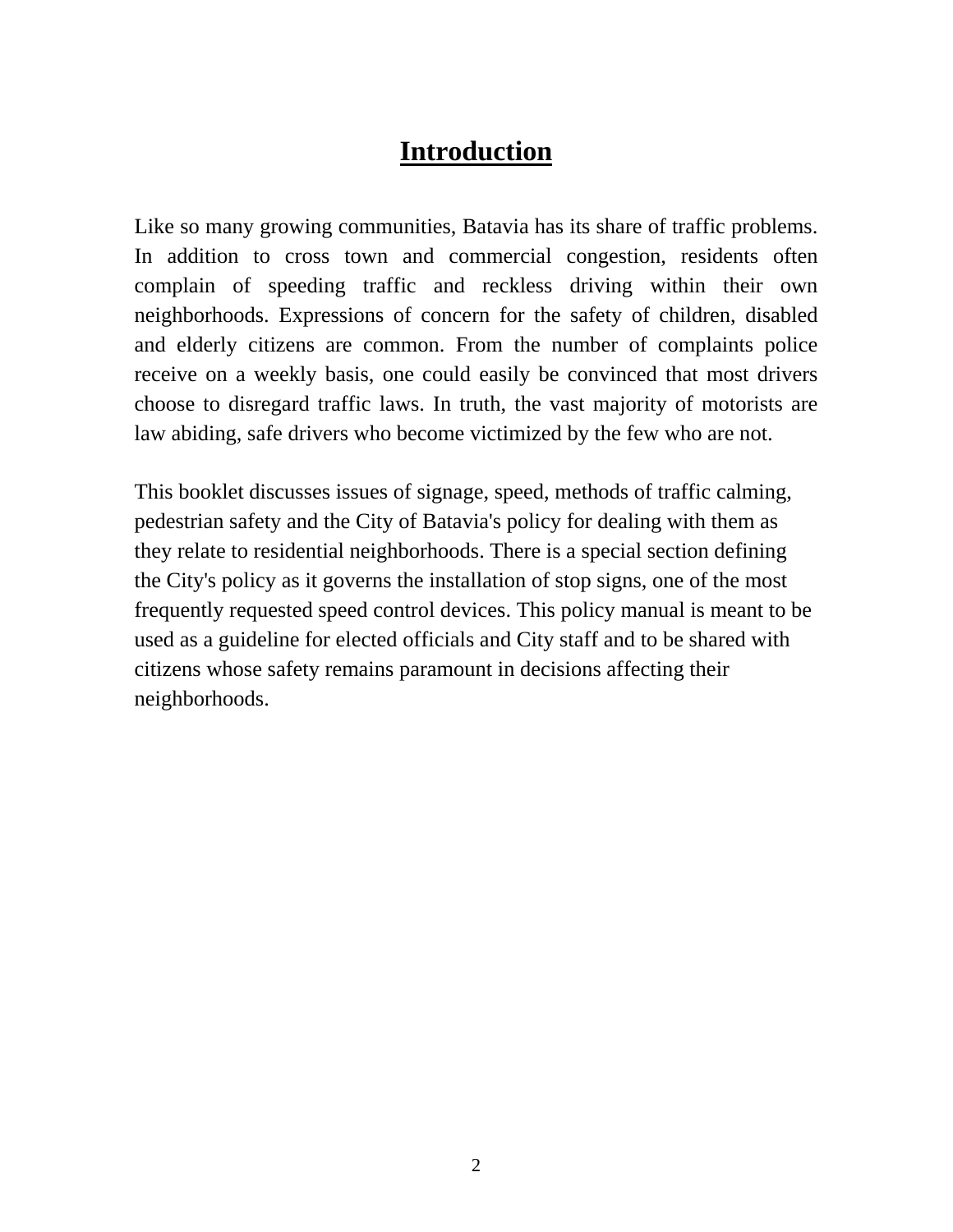# Introduction

Like so many growing communities, Batavia has its share of traffic problems. In addition to cross town and commercial congestion, residents often complain of speeding traffic and reckless driving within their own neighborhoods. Expressions of concern for the safety of children, disabled and elderly citizens are common. From the number of complaints police receive on a weekly basis, one could easily be convinced that most drivers choose to disregard traffic laws. In truth, the vast majority of motorists are law abiding, safe drivers who become victimized by the few who are not.

This booklet discusses issues of signage, speed, methods of traffic calming, pedestrian safety and the City of Batavia's policy for dealing with them as they relate to residential neighborhoods. There is a special section defining the City's policy as it governs the installation of stop signs, one of the most frequently requested speed control devices. This policy manual is meant to be used as a guideline for elected officials and City staff and to be shared with citizens whose safety remains paramount in decisions affecting their neighborhoods.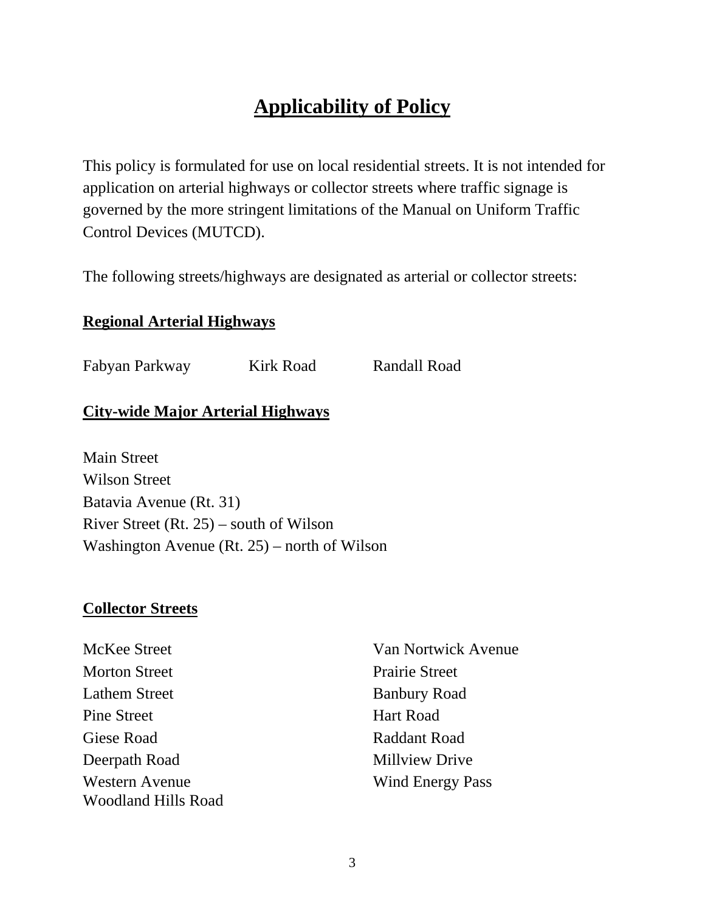# Applicability of Policy

This policy is formulated for use on local residential streets. It is not intended for application on arterial highways or collector streets where traffic signage is governed by the more stringent limitations of the Manual on Uniform Traffic Control Devices (MUTCD).

The following streets/highways are designated as arterial or collector streets:

## Regional Arterial Highways

Fabyan Parkway
Kirk Road
Randall Road

## City-wide Major Arterial Highways

Main Street
Wilson Street
Batavia Avenue (Rt. 31)
River Street (Rt. 25) – south of Wilson
Washington Avenue (Rt. 25) – north of Wilson

## Collector Streets

McKee Street
Morton Street
Lathem Street
Pine Street
Giese Road
Deerpath Road
Western Avenue
Woodland Hills Road
Van Nortwick Avenue
Prairie Street
Banbury Road
Hart Road
Raddant Road
Millview Drive
Wind Energy Pass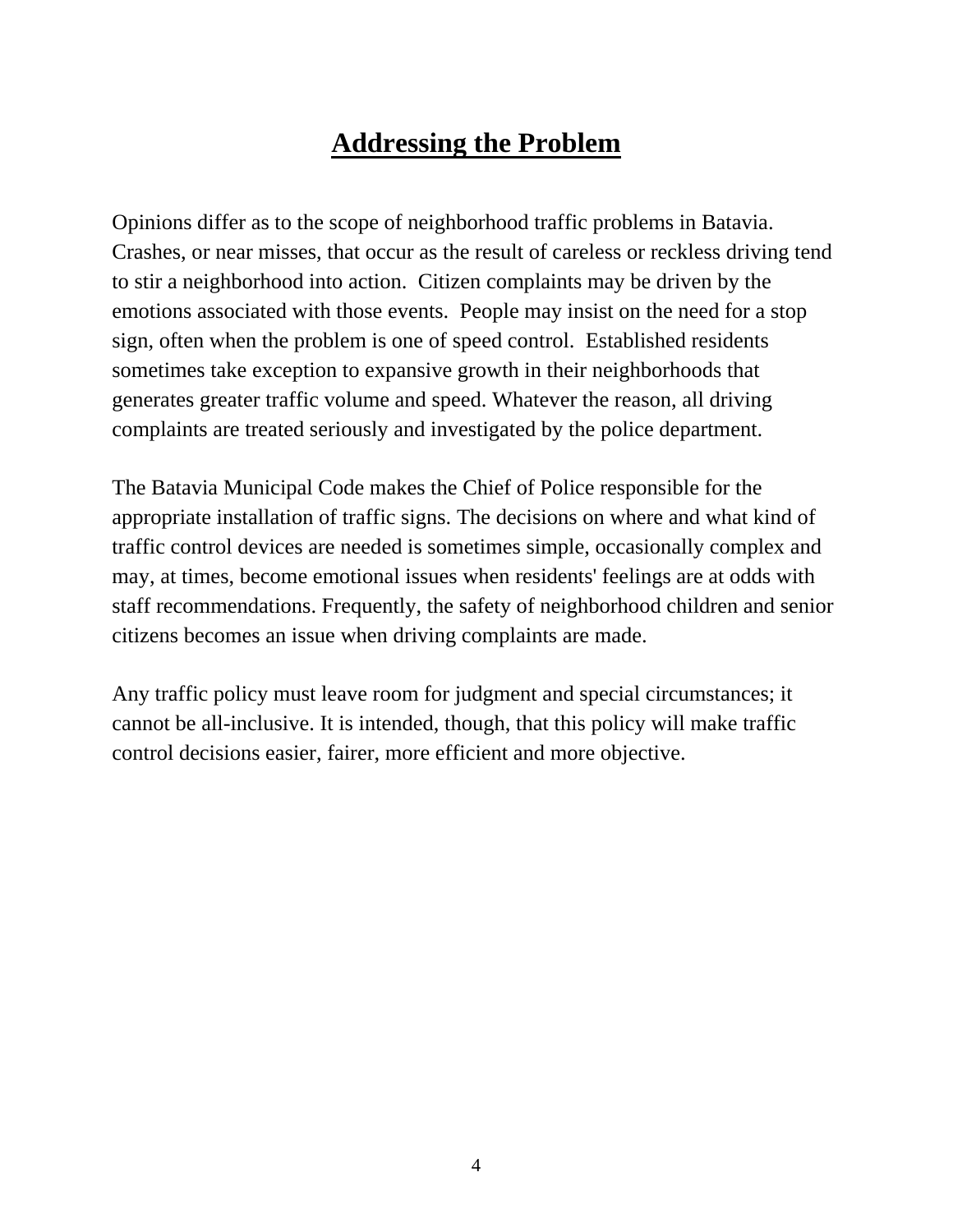# Addressing the Problem

Opinions differ as to the scope of neighborhood traffic problems in Batavia. Crashes, or near misses, that occur as the result of careless or reckless driving tend to stir a neighborhood into action. Citizen complaints may be driven by the emotions associated with those events. People may insist on the need for a stop sign, often when the problem is one of speed control. Established residents sometimes take exception to expansive growth in their neighborhoods that generates greater traffic volume and speed. Whatever the reason, all driving complaints are treated seriously and investigated by the police department.

The Batavia Municipal Code makes the Chief of Police responsible for the appropriate installation of traffic signs. The decisions on where and what kind of traffic control devices are needed is sometimes simple, occasionally complex and may, at times, become emotional issues when residents' feelings are at odds with staff recommendations. Frequently, the safety of neighborhood children and senior citizens becomes an issue when driving complaints are made.

Any traffic policy must leave room for judgment and special circumstances; it cannot be all-inclusive. It is intended, though, that this policy will make traffic control decisions easier, fairer, more efficient and more objective.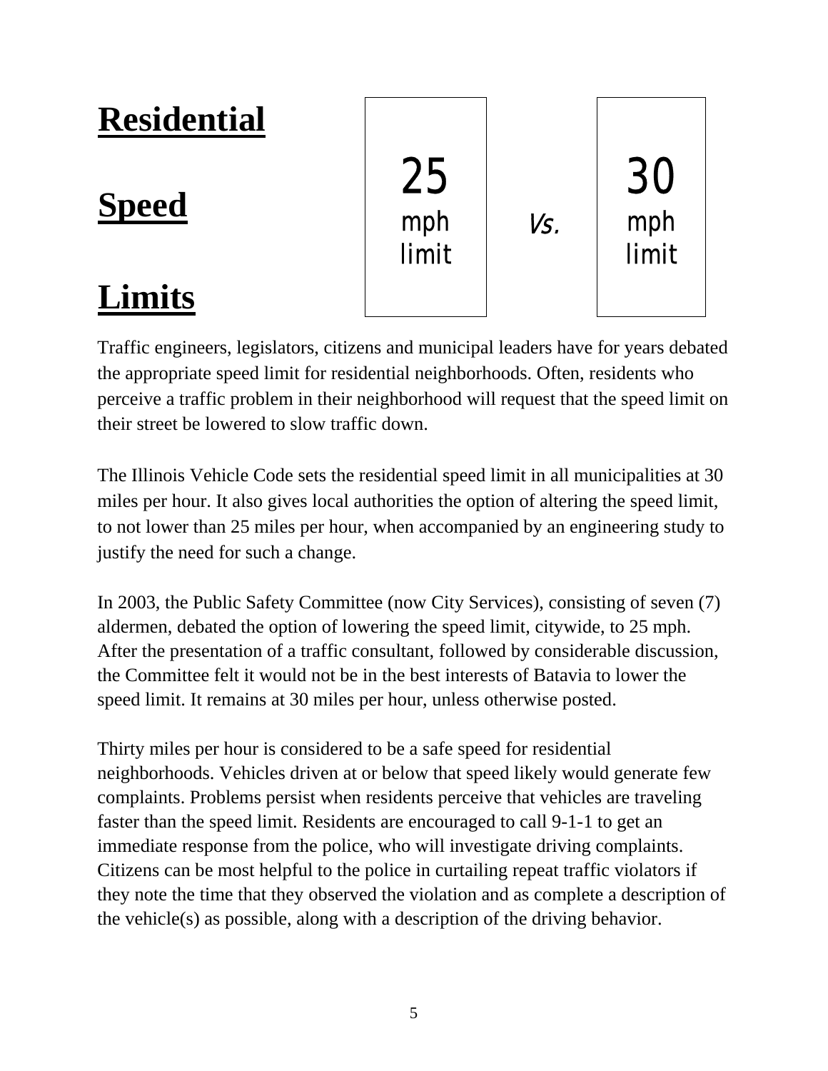# Residential Speed Limits

25 mph limit *Vs.* 30 mph limit

Traffic engineers, legislators, citizens and municipal leaders have for years debated the appropriate speed limit for residential neighborhoods. Often, residents who perceive a traffic problem in their neighborhood will request that the speed limit on their street be lowered to slow traffic down.

The Illinois Vehicle Code sets the residential speed limit in all municipalities at 30 miles per hour. It also gives local authorities the option of altering the speed limit, to not lower than 25 miles per hour, when accompanied by an engineering study to justify the need for such a change.

In 2003, the Public Safety Committee (now City Services), consisting of seven (7) aldermen, debated the option of lowering the speed limit, citywide, to 25 mph. After the presentation of a traffic consultant, followed by considerable discussion, the Committee felt it would not be in the best interests of Batavia to lower the speed limit. It remains at 30 miles per hour, unless otherwise posted.

Thirty miles per hour is considered to be a safe speed for residential neighborhoods. Vehicles driven at or below that speed likely would generate few complaints. Problems persist when residents perceive that vehicles are traveling faster than the speed limit. Residents are encouraged to call 9-1-1 to get an immediate response from the police, who will investigate driving complaints. Citizens can be most helpful to the police in curtailing repeat traffic violators if they note the time that they observed the violation and as complete a description of the vehicle(s) as possible, along with a description of the driving behavior.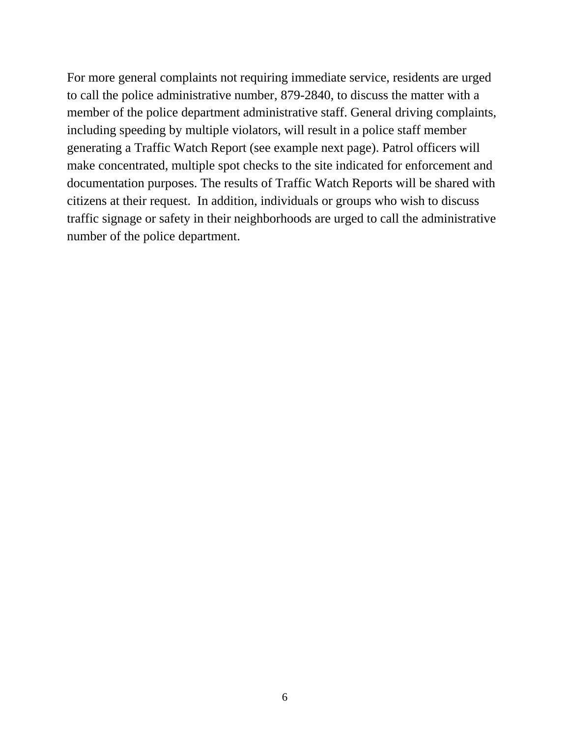For more general complaints not requiring immediate service, residents are urged to call the police administrative number, 879-2840, to discuss the matter with a member of the police department administrative staff. General driving complaints, including speeding by multiple violators, will result in a police staff member generating a Traffic Watch Report (see example next page). Patrol officers will make concentrated, multiple spot checks to the site indicated for enforcement and documentation purposes. The results of Traffic Watch Reports will be shared with citizens at their request.  In addition, individuals or groups who wish to discuss traffic signage or safety in their neighborhoods are urged to call the administrative number of the police department.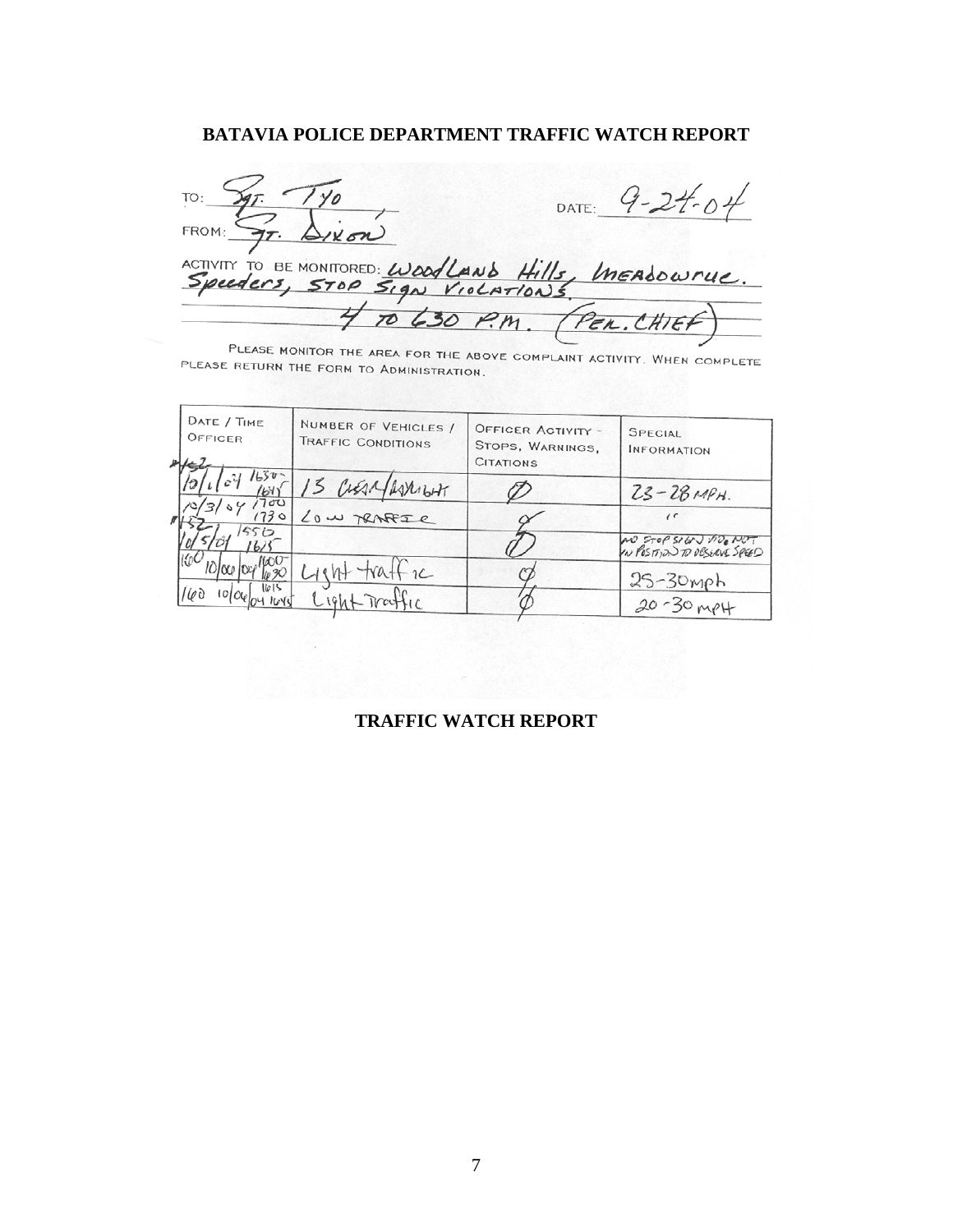# BATAVIA POLICE DEPARTMENT TRAFFIC WATCH REPORT

TO: Sgt. Tyo DATE: 9-24-04

FROM: Sgt. Dixon

ACTIVITY TO BE MONITORED: Woodland Hills, Meadowrue. Speeders, Stop Sign Violations. 4 to 630 P.M. (Per. Chief)

PLEASE MONITOR THE AREA FOR THE ABOVE COMPLAINT ACTIVITY. WHEN COMPLETE PLEASE RETURN THE FORM TO ADMINISTRATION.

| DATE / TIME OFFICER | NUMBER OF VEHICLES / TRAFFIC CONDITIONS | OFFICER ACTIVITY - STOPS, WARNINGS, CITATIONS | SPECIAL INFORMATION |
|---|---|---|---|
| #152 10/1/04 1630-1645 | 13 Clear/Daylight | Ø | 23-28 MPH. |
| 10/3/04 1700-1730 | Low Traffic | Ø | " |
| #152 10/5/04 1550-1615 | | Ø | No stop sign viol. Not in position to observe speed |
| 160 10/06/04 1600-1630 | Light traffic | Ø | 25-30mph |
| 160 10/06/04 1615-1645 | Light Traffic | Ø | 20-30 mph |

**TRAFFIC WATCH REPORT**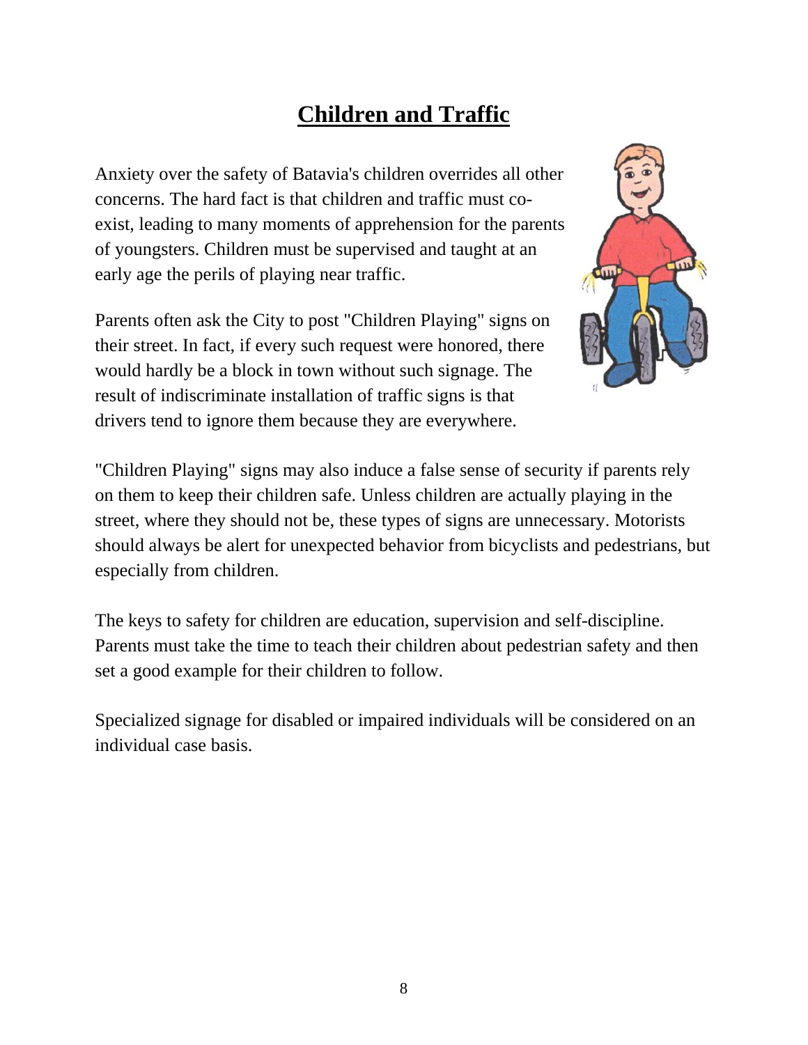# Children and Traffic

Anxiety over the safety of Batavia's children overrides all other concerns. The hard fact is that children and traffic must co-exist, leading to many moments of apprehension for the parents of youngsters. Children must be supervised and taught at an early age the perils of playing near traffic.

Parents often ask the City to post "Children Playing" signs on their street. In fact, if every such request were honored, there would hardly be a block in town without such signage. The result of indiscriminate installation of traffic signs is that drivers tend to ignore them because they are everywhere.

"Children Playing" signs may also induce a false sense of security if parents rely on them to keep their children safe. Unless children are actually playing in the street, where they should not be, these types of signs are unnecessary. Motorists should always be alert for unexpected behavior from bicyclists and pedestrians, but especially from children.

The keys to safety for children are education, supervision and self-discipline. Parents must take the time to teach their children about pedestrian safety and then set a good example for their children to follow.

Specialized signage for disabled or impaired individuals will be considered on an individual case basis.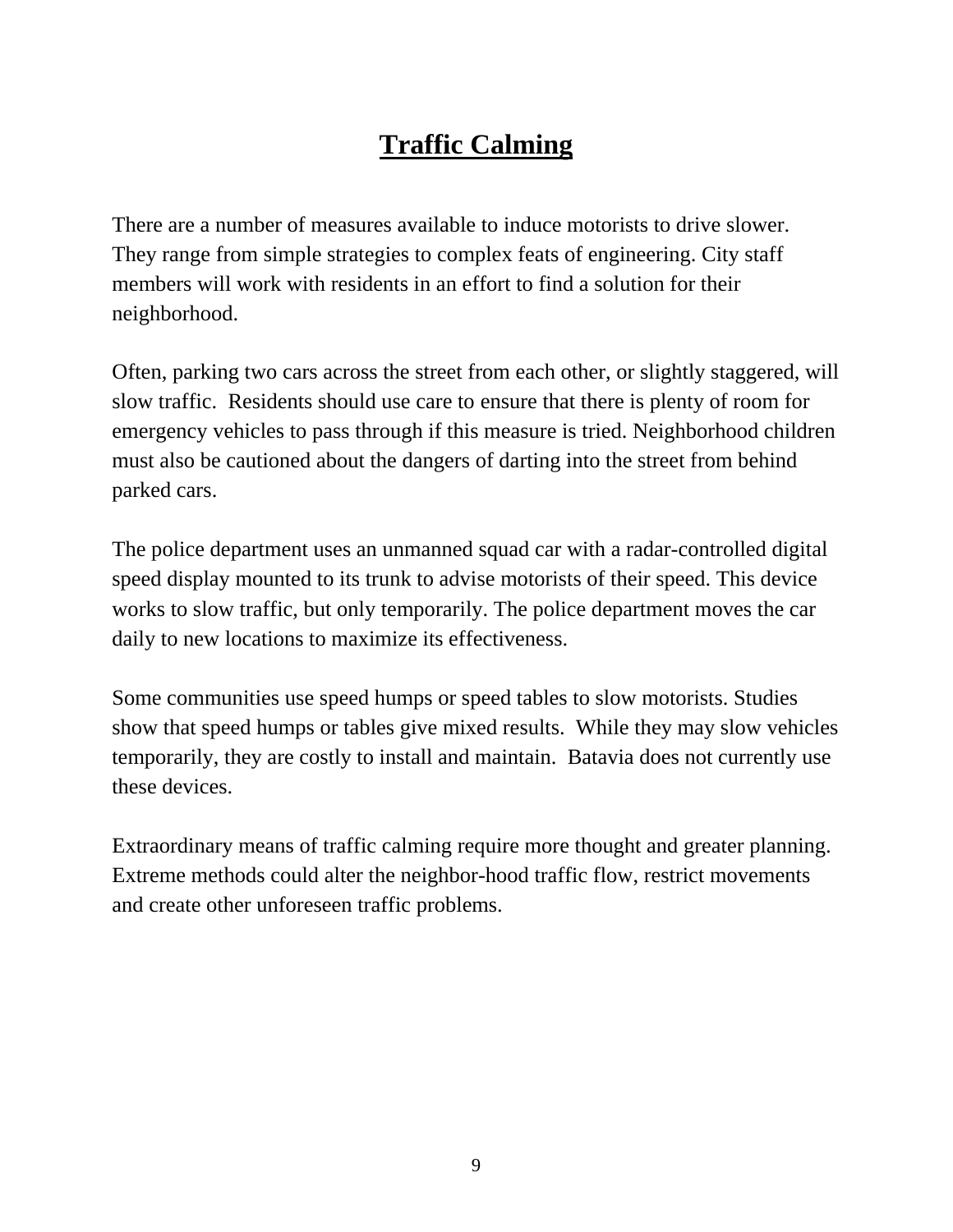# Traffic Calming

There are a number of measures available to induce motorists to drive slower. They range from simple strategies to complex feats of engineering. City staff members will work with residents in an effort to find a solution for their neighborhood.

Often, parking two cars across the street from each other, or slightly staggered, will slow traffic. Residents should use care to ensure that there is plenty of room for emergency vehicles to pass through if this measure is tried. Neighborhood children must also be cautioned about the dangers of darting into the street from behind parked cars.

The police department uses an unmanned squad car with a radar-controlled digital speed display mounted to its trunk to advise motorists of their speed. This device works to slow traffic, but only temporarily. The police department moves the car daily to new locations to maximize its effectiveness.

Some communities use speed humps or speed tables to slow motorists. Studies show that speed humps or tables give mixed results. While they may slow vehicles temporarily, they are costly to install and maintain. Batavia does not currently use these devices.

Extraordinary means of traffic calming require more thought and greater planning. Extreme methods could alter the neighbor-hood traffic flow, restrict movements and create other unforeseen traffic problems.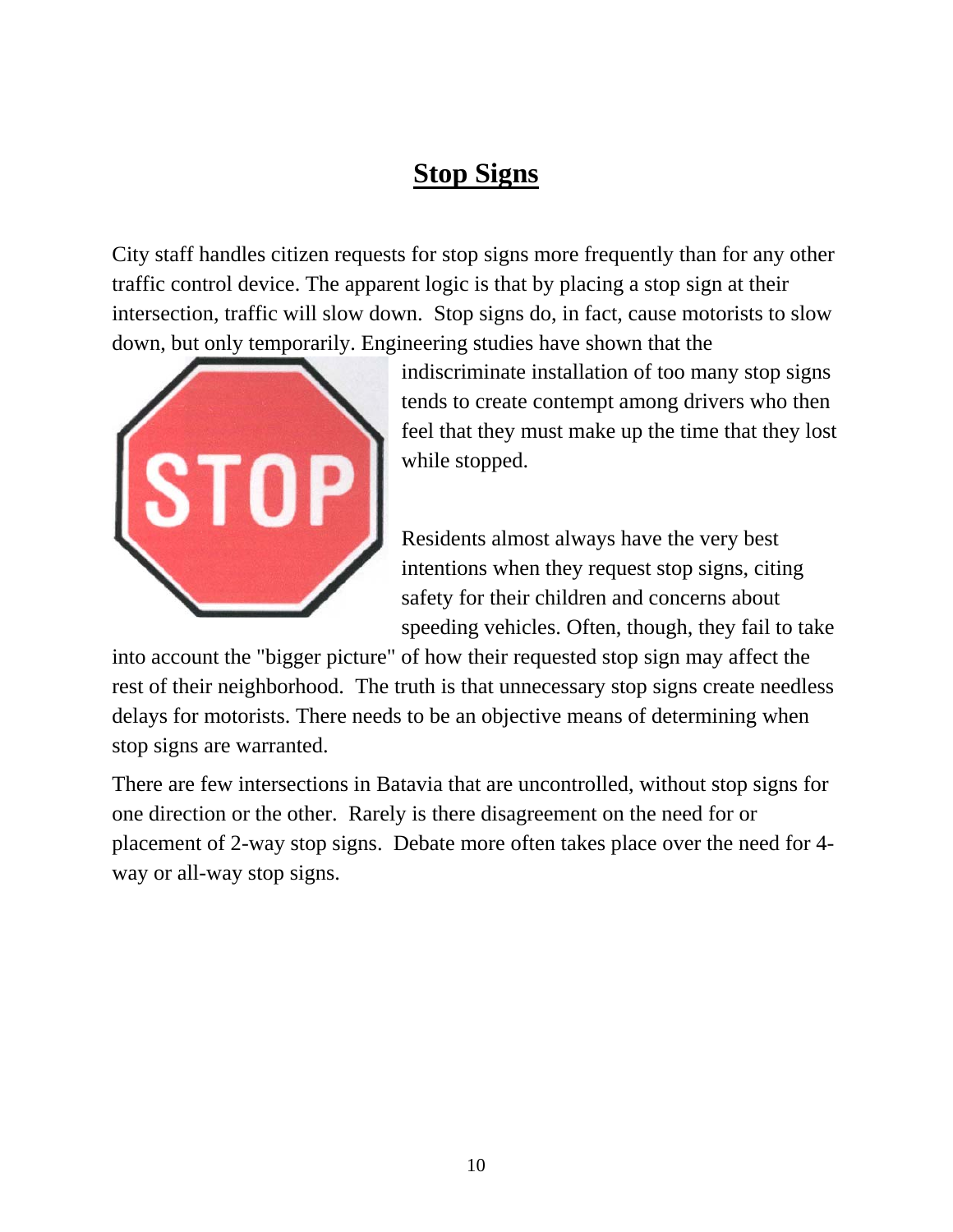# Stop Signs

City staff handles citizen requests for stop signs more frequently than for any other traffic control device. The apparent logic is that by placing a stop sign at their intersection, traffic will slow down. Stop signs do, in fact, cause motorists to slow down, but only temporarily. Engineering studies have shown that the indiscriminate installation of too many stop signs tends to create contempt among drivers who then feel that they must make up the time that they lost while stopped.

Residents almost always have the very best intentions when they request stop signs, citing safety for their children and concerns about speeding vehicles. Often, though, they fail to take into account the "bigger picture" of how their requested stop sign may affect the rest of their neighborhood. The truth is that unnecessary stop signs create needless delays for motorists. There needs to be an objective means of determining when stop signs are warranted.

There are few intersections in Batavia that are uncontrolled, without stop signs for one direction or the other. Rarely is there disagreement on the need for or placement of 2-way stop signs. Debate more often takes place over the need for 4-way or all-way stop signs.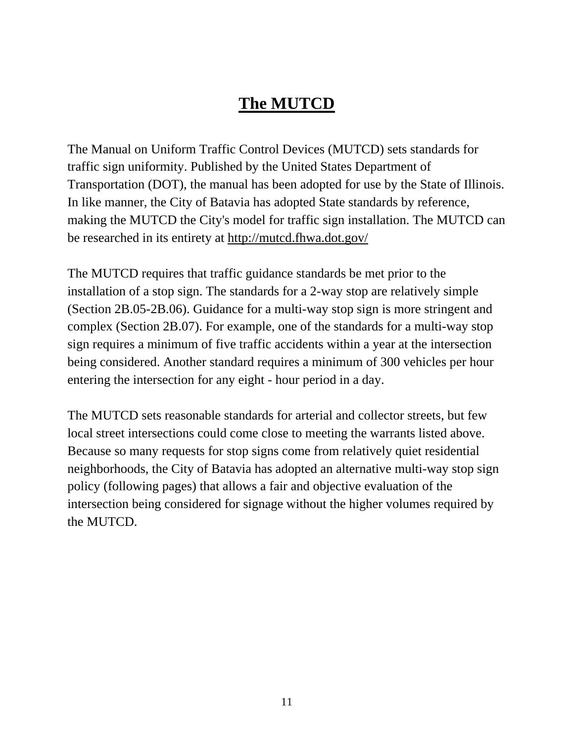# The MUTCD

The Manual on Uniform Traffic Control Devices (MUTCD) sets standards for traffic sign uniformity. Published by the United States Department of Transportation (DOT), the manual has been adopted for use by the State of Illinois. In like manner, the City of Batavia has adopted State standards by reference, making the MUTCD the City's model for traffic sign installation. The MUTCD can be researched in its entirety at http://mutcd.fhwa.dot.gov/

The MUTCD requires that traffic guidance standards be met prior to the installation of a stop sign. The standards for a 2-way stop are relatively simple (Section 2B.05-2B.06). Guidance for a multi-way stop sign is more stringent and complex (Section 2B.07). For example, one of the standards for a multi-way stop sign requires a minimum of five traffic accidents within a year at the intersection being considered. Another standard requires a minimum of 300 vehicles per hour entering the intersection for any eight - hour period in a day.

The MUTCD sets reasonable standards for arterial and collector streets, but few local street intersections could come close to meeting the warrants listed above. Because so many requests for stop signs come from relatively quiet residential neighborhoods, the City of Batavia has adopted an alternative multi-way stop sign policy (following pages) that allows a fair and objective evaluation of the intersection being considered for signage without the higher volumes required by the MUTCD.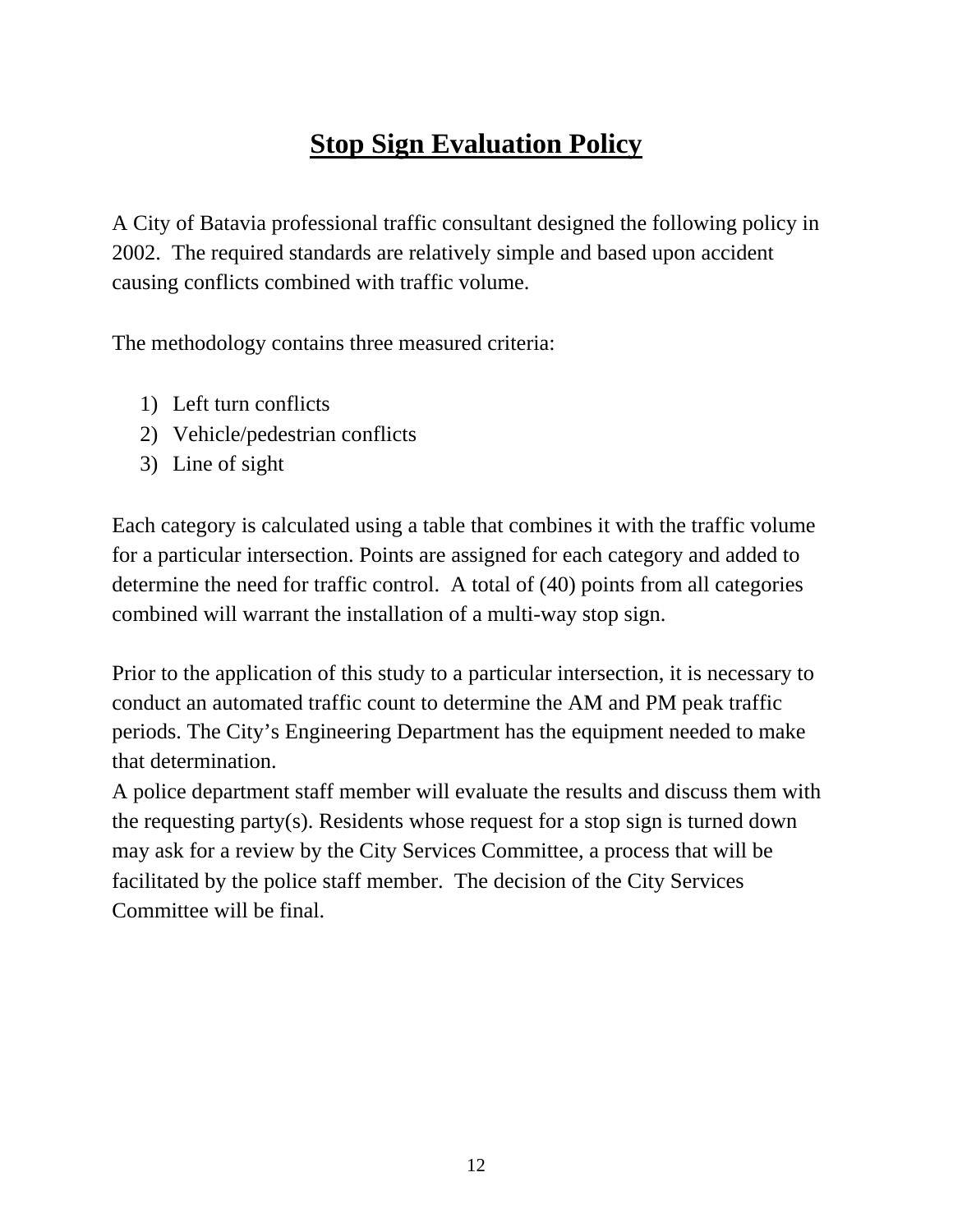# Stop Sign Evaluation Policy

A City of Batavia professional traffic consultant designed the following policy in 2002. The required standards are relatively simple and based upon accident causing conflicts combined with traffic volume.

The methodology contains three measured criteria:

1) Left turn conflicts
2) Vehicle/pedestrian conflicts
3) Line of sight

Each category is calculated using a table that combines it with the traffic volume for a particular intersection. Points are assigned for each category and added to determine the need for traffic control. A total of (40) points from all categories combined will warrant the installation of a multi-way stop sign.

Prior to the application of this study to a particular intersection, it is necessary to conduct an automated traffic count to determine the AM and PM peak traffic periods. The City's Engineering Department has the equipment needed to make that determination.
A police department staff member will evaluate the results and discuss them with the requesting party(s). Residents whose request for a stop sign is turned down may ask for a review by the City Services Committee, a process that will be facilitated by the police staff member. The decision of the City Services Committee will be final.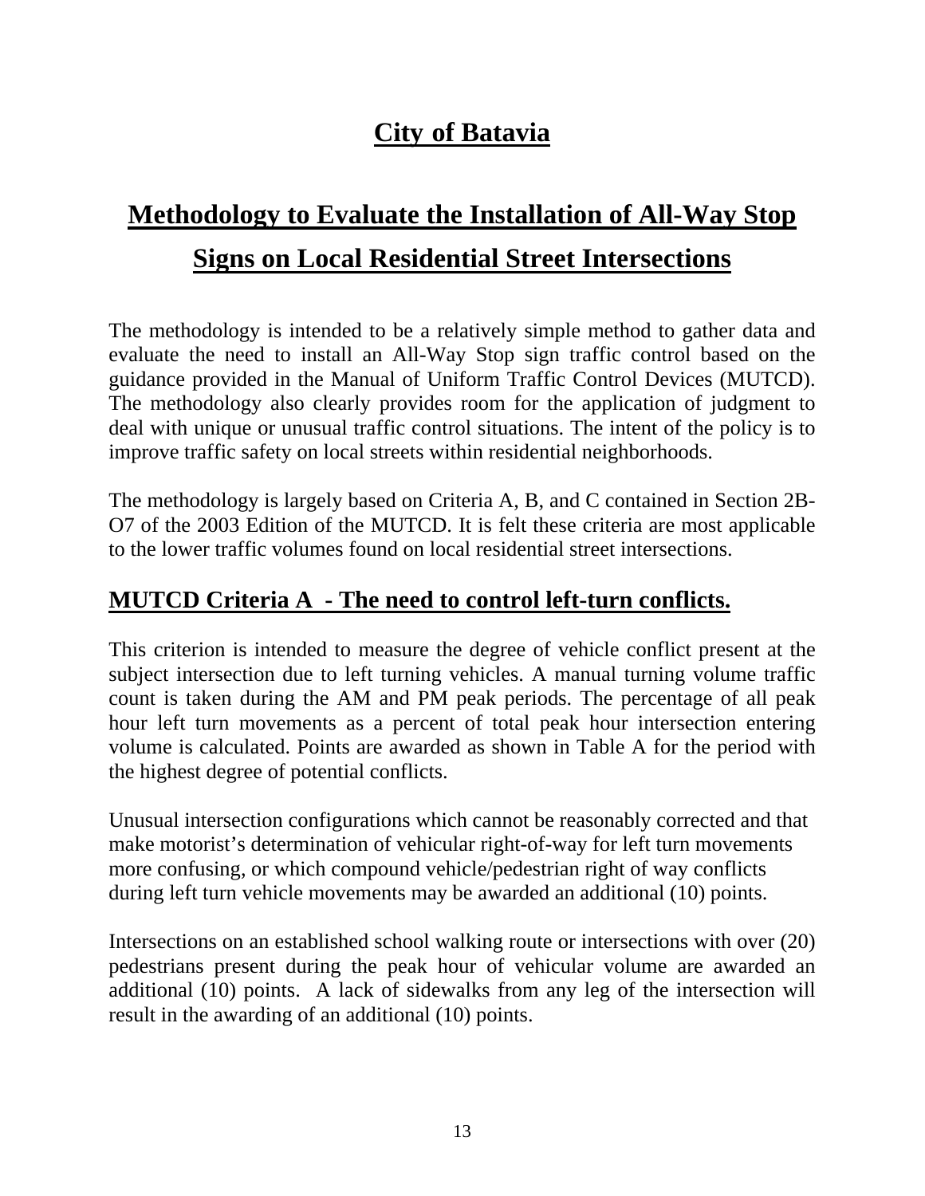# City of Batavia

# Methodology to Evaluate the Installation of All-Way Stop Signs on Local Residential Street Intersections

The methodology is intended to be a relatively simple method to gather data and evaluate the need to install an All-Way Stop sign traffic control based on the guidance provided in the Manual of Uniform Traffic Control Devices (MUTCD). The methodology also clearly provides room for the application of judgment to deal with unique or unusual traffic control situations. The intent of the policy is to improve traffic safety on local streets within residential neighborhoods.

The methodology is largely based on Criteria A, B, and C contained in Section 2B-O7 of the 2003 Edition of the MUTCD. It is felt these criteria are most applicable to the lower traffic volumes found on local residential street intersections.

## MUTCD Criteria A - The need to control left-turn conflicts.

This criterion is intended to measure the degree of vehicle conflict present at the subject intersection due to left turning vehicles. A manual turning volume traffic count is taken during the AM and PM peak periods. The percentage of all peak hour left turn movements as a percent of total peak hour intersection entering volume is calculated. Points are awarded as shown in Table A for the period with the highest degree of potential conflicts.

Unusual intersection configurations which cannot be reasonably corrected and that make motorist's determination of vehicular right-of-way for left turn movements more confusing, or which compound vehicle/pedestrian right of way conflicts during left turn vehicle movements may be awarded an additional (10) points.

Intersections on an established school walking route or intersections with over (20) pedestrians present during the peak hour of vehicular volume are awarded an additional (10) points. A lack of sidewalks from any leg of the intersection will result in the awarding of an additional (10) points.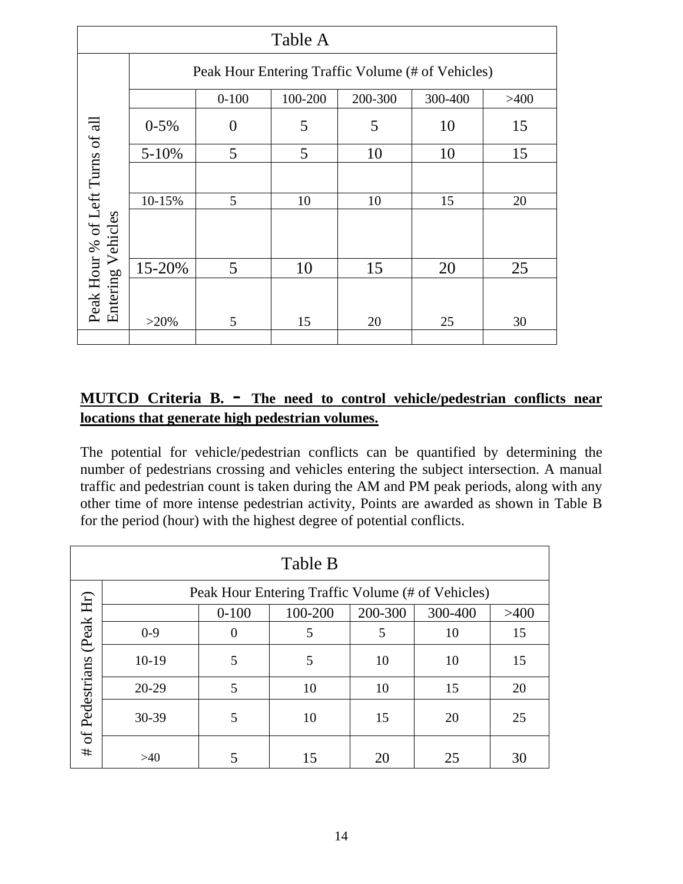| Table A | | | | | | |
|---|---|---|---|---|---|---|
| | Peak Hour Entering Traffic Volume (# of Vehicles) | | | | | |
| Peak Hour % of Left Turns of all Entering Vehicles | | 0-100 | 100-200 | 200-300 | 300-400 | >400 |
| | 0-5% | 0 | 5 | 5 | 10 | 15 |
| | 5-10% | 5 | 5 | 10 | 10 | 15 |
| | 10-15% | 5 | 10 | 10 | 15 | 20 |
| | 15-20% | 5 | 10 | 15 | 20 | 25 |
| | >20% | 5 | 15 | 20 | 25 | 30 |

**MUTCD Criteria B. - The need to control vehicle/pedestrian conflicts near locations that generate high pedestrian volumes.**

The potential for vehicle/pedestrian conflicts can be quantified by determining the number of pedestrians crossing and vehicles entering the subject intersection. A manual traffic and pedestrian count is taken during the AM and PM peak periods, along with any other time of more intense pedestrian activity, Points are awarded as shown in Table B for the period (hour) with the highest degree of potential conflicts.

| Table B | | | | | | |
|---|---|---|---|---|---|---|
| | Peak Hour Entering Traffic Volume (# of Vehicles) | | | | | |
| # of Pedestrians (Peak Hr) | | 0-100 | 100-200 | 200-300 | 300-400 | >400 |
| | 0-9 | 0 | 5 | 5 | 10 | 15 |
| | 10-19 | 5 | 5 | 10 | 10 | 15 |
| | 20-29 | 5 | 10 | 10 | 15 | 20 |
| | 30-39 | 5 | 10 | 15 | 20 | 25 |
| | >40 | 5 | 15 | 20 | 25 | 30 |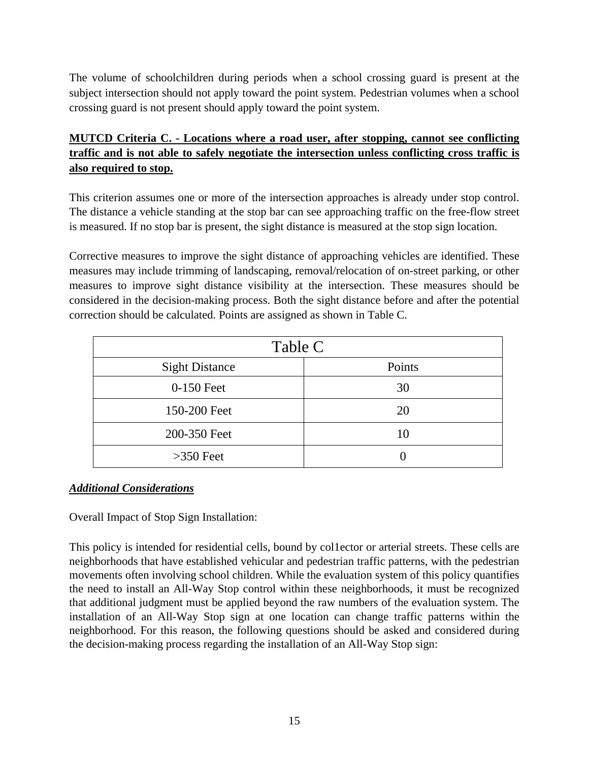The volume of schoolchildren during periods when a school crossing guard is present at the subject intersection should not apply toward the point system. Pedestrian volumes when a school crossing guard is not present should apply toward the point system.

**MUTCD Criteria C. - Locations where a road user, after stopping, cannot see conflicting traffic and is not able to safely negotiate the intersection unless conflicting cross traffic is also required to stop.**

This criterion assumes one or more of the intersection approaches is already under stop control. The distance a vehicle standing at the stop bar can see approaching traffic on the free-flow street is measured. If no stop bar is present, the sight distance is measured at the stop sign location.

Corrective measures to improve the sight distance of approaching vehicles are identified. These measures may include trimming of landscaping, removal/relocation of on-street parking, or other measures to improve sight distance visibility at the intersection. These measures should be considered in the decision-making process. Both the sight distance before and after the potential correction should be calculated. Points are assigned as shown in Table C.

| Table C | |
|---|---|
| Sight Distance | Points |
| 0-150 Feet | 30 |
| 150-200 Feet | 20 |
| 200-350 Feet | 10 |
| >350 Feet | 0 |

***Additional Considerations***

Overall Impact of Stop Sign Installation:

This policy is intended for residential cells, bound by col1ector or arterial streets. These cells are neighborhoods that have established vehicular and pedestrian traffic patterns, with the pedestrian movements often involving school children. While the evaluation system of this policy quantifies the need to install an All-Way Stop control within these neighborhoods, it must be recognized that additional judgment must be applied beyond the raw numbers of the evaluation system. The installation of an All-Way Stop sign at one location can change traffic patterns within the neighborhood. For this reason, the following questions should be asked and considered during the decision-making process regarding the installation of an All-Way Stop sign: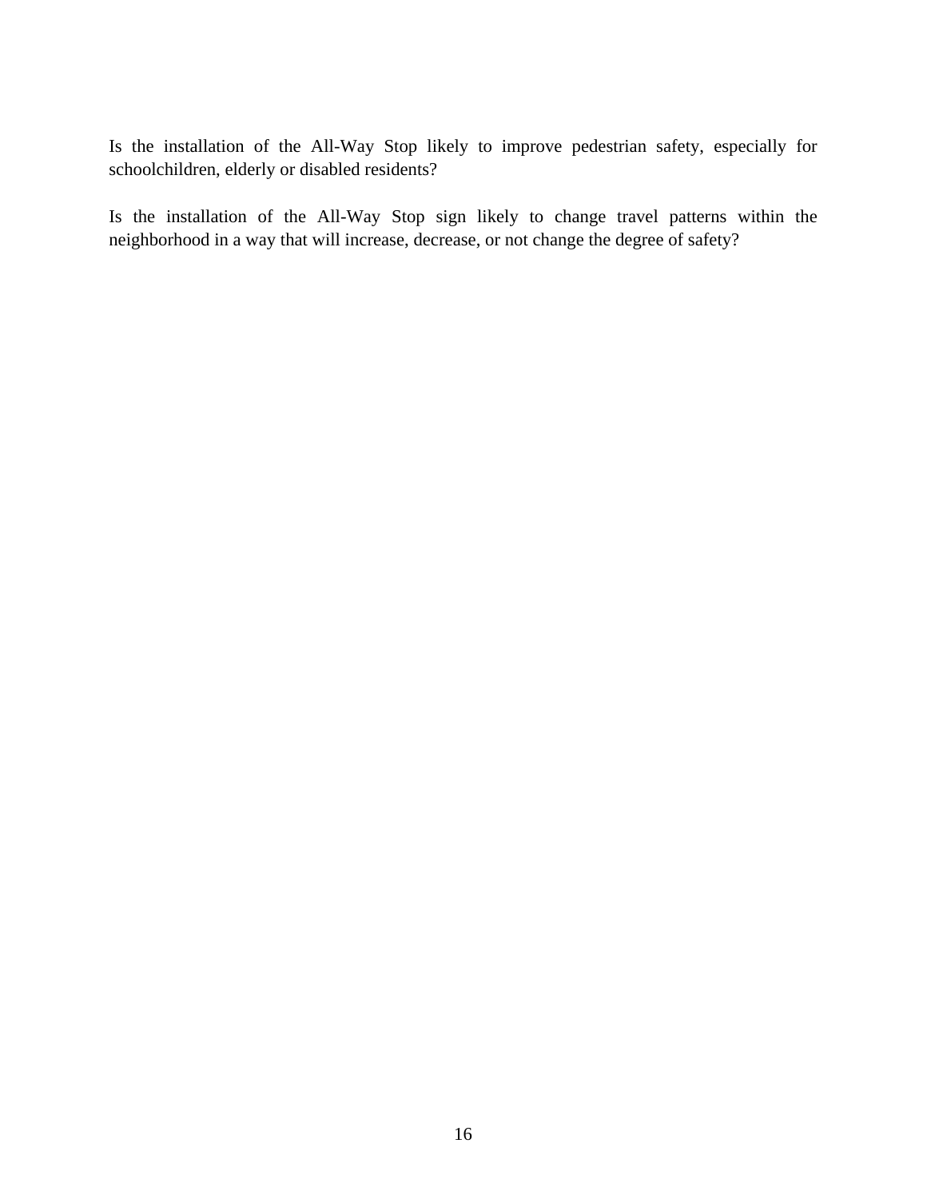Is the installation of the All-Way Stop likely to improve pedestrian safety, especially for schoolchildren, elderly or disabled residents?

Is the installation of the All-Way Stop sign likely to change travel patterns within the neighborhood in a way that will increase, decrease, or not change the degree of safety?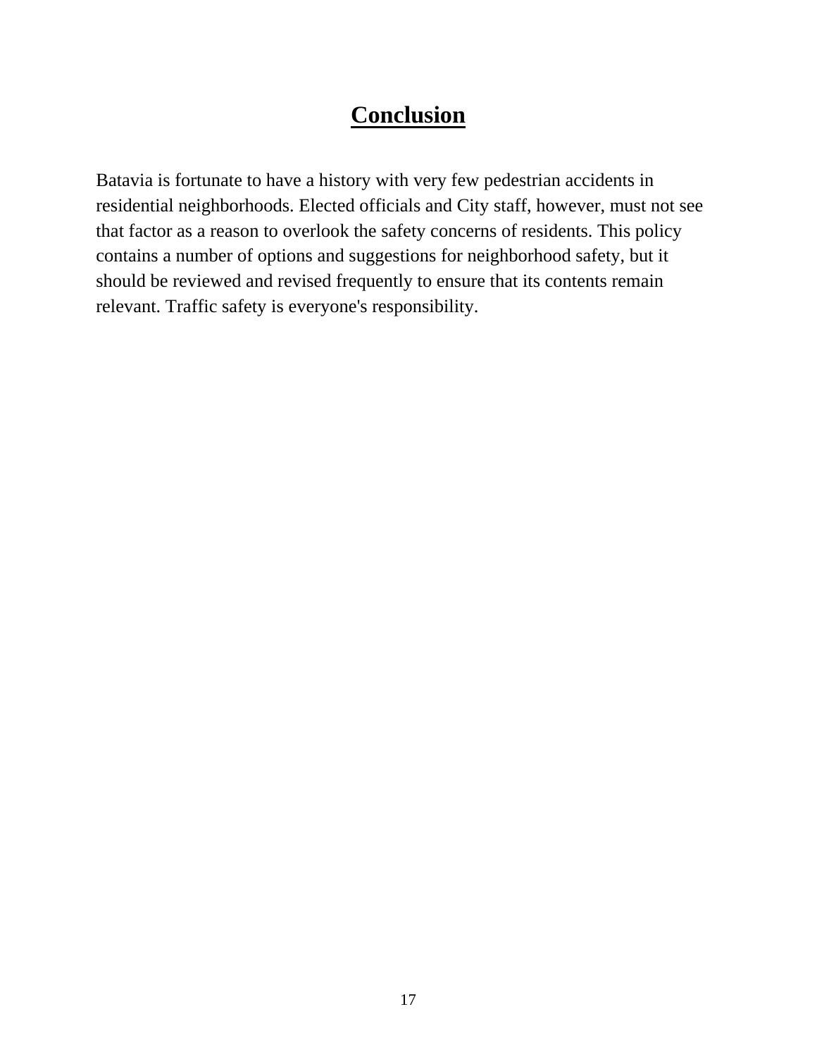# Conclusion

Batavia is fortunate to have a history with very few pedestrian accidents in residential neighborhoods. Elected officials and City staff, however, must not see that factor as a reason to overlook the safety concerns of residents. This policy contains a number of options and suggestions for neighborhood safety, but it should be reviewed and revised frequently to ensure that its contents remain relevant. Traffic safety is everyone's responsibility.